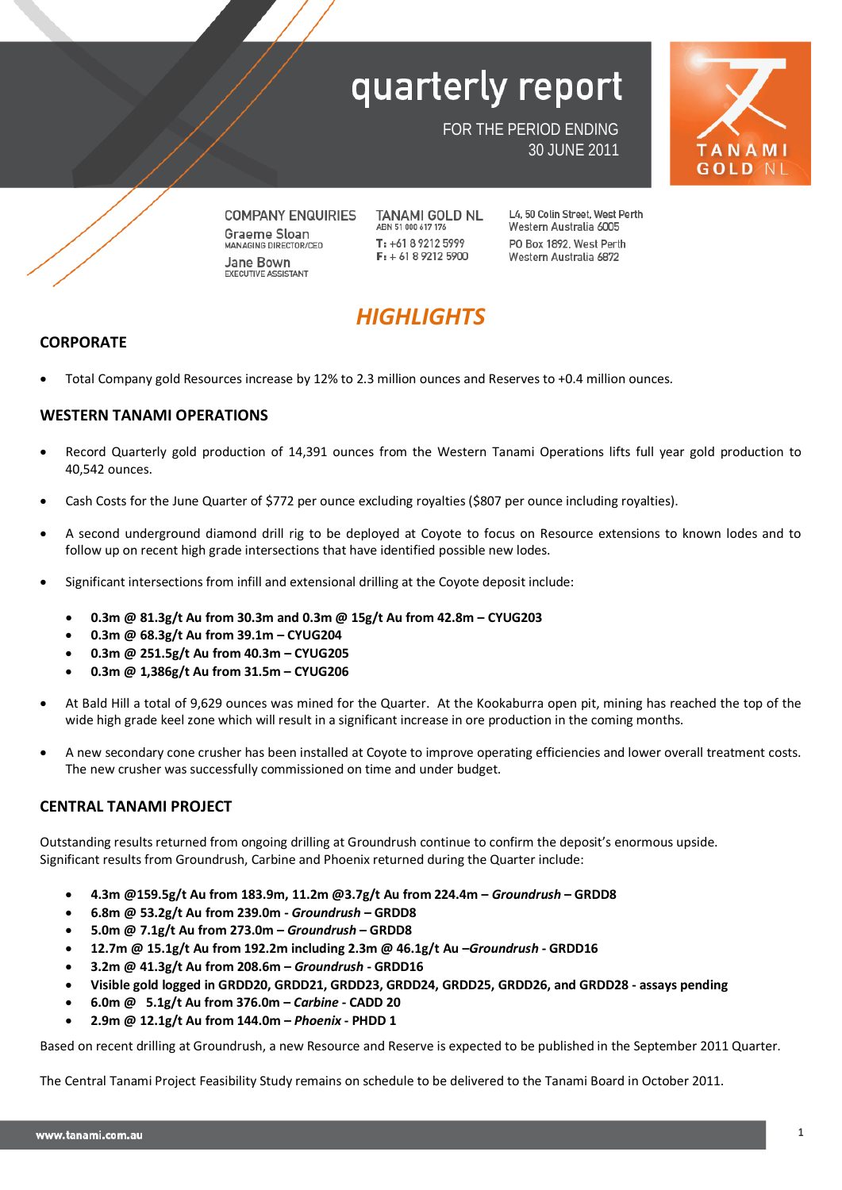# quarterly report

FOR THE PERIOD ENDING 30 JUNE 2011

TANAMI GOLD NL

COMPANY ENQUIRIES
Graeme Sloan
MANAGING DIRECTOR/CEO
Jane Bown
EXECUTIVE ASSISTANT

TANAMI GOLD NL
ABN 51 000 617 176
T: +61 8 9212 5999
F: + 61 8 9212 5900

L4, 50 Colin Street, West Perth
Western Australia 6005
PO Box 1892, West Perth
Western Australia 6872

## *HIGHLIGHTS*

### CORPORATE

- Total Company gold Resources increase by 12% to 2.3 million ounces and Reserves to +0.4 million ounces.

### WESTERN TANAMI OPERATIONS

- Record Quarterly gold production of 14,391 ounces from the Western Tanami Operations lifts full year gold production to 40,542 ounces.
- Cash Costs for the June Quarter of $772 per ounce excluding royalties ($807 per ounce including royalties).
- A second underground diamond drill rig to be deployed at Coyote to focus on Resource extensions to known lodes and to follow up on recent high grade intersections that have identified possible new lodes.
- Significant intersections from infill and extensional drilling at the Coyote deposit include:
  - **0.3m @ 81.3g/t Au from 30.3m and 0.3m @ 15g/t Au from 42.8m – CYUG203**
  - **0.3m @ 68.3g/t Au from 39.1m – CYUG204**
  - **0.3m @ 251.5g/t Au from 40.3m – CYUG205**
  - **0.3m @ 1,386g/t Au from 31.5m – CYUG206**
- At Bald Hill a total of 9,629 ounces was mined for the Quarter. At the Kookaburra open pit, mining has reached the top of the wide high grade keel zone which will result in a significant increase in ore production in the coming months.
- A new secondary cone crusher has been installed at Coyote to improve operating efficiencies and lower overall treatment costs. The new crusher was successfully commissioned on time and under budget.

### CENTRAL TANAMI PROJECT

Outstanding results returned from ongoing drilling at Groundrush continue to confirm the deposit's enormous upside. Significant results from Groundrush, Carbine and Phoenix returned during the Quarter include:

- **4.3m @159.5g/t Au from 183.9m, 11.2m @3.7g/t Au from 224.4m – *Groundrush* – GRDD8**
- **6.8m @ 53.2g/t Au from 239.0m - *Groundrush* – GRDD8**
- **5.0m @ 7.1g/t Au from 273.0m – *Groundrush* – GRDD8**
- **12.7m @ 15.1g/t Au from 192.2m including 2.3m @ 46.1g/t Au –*Groundrush* - GRDD16**
- **3.2m @ 41.3g/t Au from 208.6m – *Groundrush* - GRDD16**
- **Visible gold logged in GRDD20, GRDD21, GRDD23, GRDD24, GRDD25, GRDD26, and GRDD28 - assays pending**
- **6.0m @ 5.1g/t Au from 376.0m – *Carbine* - CADD 20**
- **2.9m @ 12.1g/t Au from 144.0m – *Phoenix* - PHDD 1**

Based on recent drilling at Groundrush, a new Resource and Reserve is expected to be published in the September 2011 Quarter.

The Central Tanami Project Feasibility Study remains on schedule to be delivered to the Tanami Board in October 2011.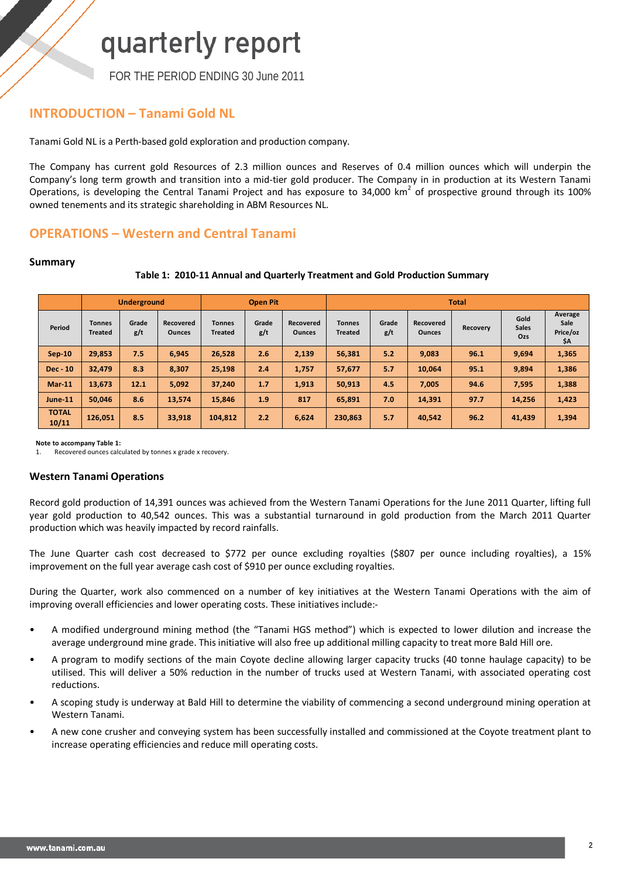# quarterly report

FOR THE PERIOD ENDING 30 June 2011

## INTRODUCTION – Tanami Gold NL

Tanami Gold NL is a Perth-based gold exploration and production company.

The Company has current gold Resources of 2.3 million ounces and Reserves of 0.4 million ounces which will underpin the Company's long term growth and transition into a mid-tier gold producer. The Company in in production at its Western Tanami Operations, is developing the Central Tanami Project and has exposure to 34,000 km$^2$ of prospective ground through its 100% owned tenements and its strategic shareholding in ABM Resources NL.

## OPERATIONS – Western and Central Tanami

### Summary

**Table 1: 2010-11 Annual and Quarterly Treatment and Gold Production Summary**

| | Underground | | | Open Pit | | | Total | | | | | |
|---|---|---|---|---|---|---|---|---|---|---|---|---|
| Period | Tonnes Treated | Grade g/t | Recovered Ounces | Tonnes Treated | Grade g/t | Recovered Ounces | Tonnes Treated | Grade g/t | Recovered Ounces | Recovery | Gold Sales Ozs | Average Sale Price/oz $A |
| Sep-10 | 29,853 | 7.5 | 6,945 | 26,528 | 2.6 | 2,139 | 56,381 | 5.2 | 9,083 | 96.1 | 9,694 | 1,365 |
| Dec - 10 | 32,479 | 8.3 | 8,307 | 25,198 | 2.4 | 1,757 | 57,677 | 5.7 | 10,064 | 95.1 | 9,894 | 1,386 |
| Mar-11 | 13,673 | 12.1 | 5,092 | 37,240 | 1.7 | 1,913 | 50,913 | 4.5 | 7,005 | 94.6 | 7,595 | 1,388 |
| June-11 | 50,046 | 8.6 | 13,574 | 15,846 | 1.9 | 817 | 65,891 | 7.0 | 14,391 | 97.7 | 14,256 | 1,423 |
| TOTAL 10/11 | 126,051 | 8.5 | 33,918 | 104,812 | 2.2 | 6,624 | 230,863 | 5.7 | 40,542 | 96.2 | 41,439 | 1,394 |

**Note to accompany Table 1:**

1. Recovered ounces calculated by tonnes x grade x recovery.

### Western Tanami Operations

Record gold production of 14,391 ounces was achieved from the Western Tanami Operations for the June 2011 Quarter, lifting full year gold production to 40,542 ounces. This was a substantial turnaround in gold production from the March 2011 Quarter production which was heavily impacted by record rainfalls.

The June Quarter cash cost decreased to $772 per ounce excluding royalties ($807 per ounce including royalties), a 15% improvement on the full year average cash cost of $910 per ounce excluding royalties.

During the Quarter, work also commenced on a number of key initiatives at the Western Tanami Operations with the aim of improving overall efficiencies and lower operating costs. These initiatives include:-

- A modified underground mining method (the "Tanami HGS method") which is expected to lower dilution and increase the average underground mine grade. This initiative will also free up additional milling capacity to treat more Bald Hill ore.
- A program to modify sections of the main Coyote decline allowing larger capacity trucks (40 tonne haulage capacity) to be utilised. This will deliver a 50% reduction in the number of trucks used at Western Tanami, with associated operating cost reductions.
- A scoping study is underway at Bald Hill to determine the viability of commencing a second underground mining operation at Western Tanami.
- A new cone crusher and conveying system has been successfully installed and commissioned at the Coyote treatment plant to increase operating efficiencies and reduce mill operating costs.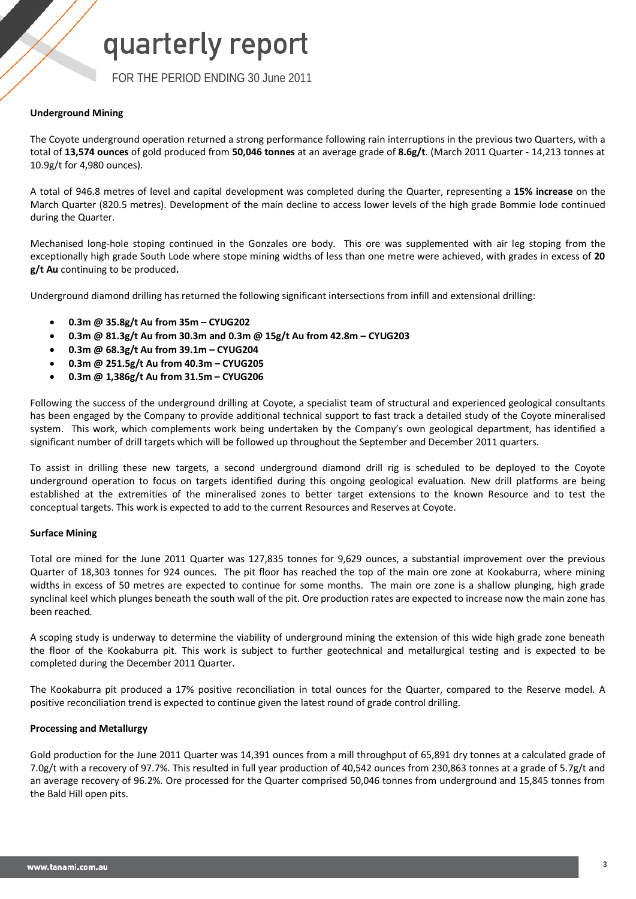**Underground Mining**

The Coyote underground operation returned a strong performance following rain interruptions in the previous two Quarters, with a total of **13,574 ounces** of gold produced from **50,046 tonnes** at an average grade of **8.6g/t**. (March 2011 Quarter - 14,213 tonnes at 10.9g/t for 4,980 ounces).

A total of 946.8 metres of level and capital development was completed during the Quarter, representing a **15% increase** on the March Quarter (820.5 metres). Development of the main decline to access lower levels of the high grade Bommie lode continued during the Quarter.

Mechanised long-hole stoping continued in the Gonzales ore body. This ore was supplemented with air leg stoping from the exceptionally high grade South Lode where stope mining widths of less than one metre were achieved, with grades in excess of **20 g/t Au** continuing to be produced**.**

Underground diamond drilling has returned the following significant intersections from infill and extensional drilling:

- **0.3m @ 35.8g/t Au from 35m – CYUG202**
- **0.3m @ 81.3g/t Au from 30.3m and 0.3m @ 15g/t Au from 42.8m – CYUG203**
- **0.3m @ 68.3g/t Au from 39.1m – CYUG204**
- **0.3m @ 251.5g/t Au from 40.3m – CYUG205**
- **0.3m @ 1,386g/t Au from 31.5m – CYUG206**

Following the success of the underground drilling at Coyote, a specialist team of structural and experienced geological consultants has been engaged by the Company to provide additional technical support to fast track a detailed study of the Coyote mineralised system. This work, which complements work being undertaken by the Company's own geological department, has identified a significant number of drill targets which will be followed up throughout the September and December 2011 quarters.

To assist in drilling these new targets, a second underground diamond drill rig is scheduled to be deployed to the Coyote underground operation to focus on targets identified during this ongoing geological evaluation. New drill platforms are being established at the extremities of the mineralised zones to better target extensions to the known Resource and to test the conceptual targets. This work is expected to add to the current Resources and Reserves at Coyote.

**Surface Mining**

Total ore mined for the June 2011 Quarter was 127,835 tonnes for 9,629 ounces, a substantial improvement over the previous Quarter of 18,303 tonnes for 924 ounces. The pit floor has reached the top of the main ore zone at Kookaburra, where mining widths in excess of 50 metres are expected to continue for some months. The main ore zone is a shallow plunging, high grade synclinal keel which plunges beneath the south wall of the pit. Ore production rates are expected to increase now the main zone has been reached.

A scoping study is underway to determine the viability of underground mining the extension of this wide high grade zone beneath the floor of the Kookaburra pit. This work is subject to further geotechnical and metallurgical testing and is expected to be completed during the December 2011 Quarter.

The Kookaburra pit produced a 17% positive reconciliation in total ounces for the Quarter, compared to the Reserve model. A positive reconciliation trend is expected to continue given the latest round of grade control drilling.

**Processing and Metallurgy**

Gold production for the June 2011 Quarter was 14,391 ounces from a mill throughput of 65,891 dry tonnes at a calculated grade of 7.0g/t with a recovery of 97.7%. This resulted in full year production of 40,542 ounces from 230,863 tonnes at a grade of 5.7g/t and an average recovery of 96.2%. Ore processed for the Quarter comprised 50,046 tonnes from underground and 15,845 tonnes from the Bald Hill open pits.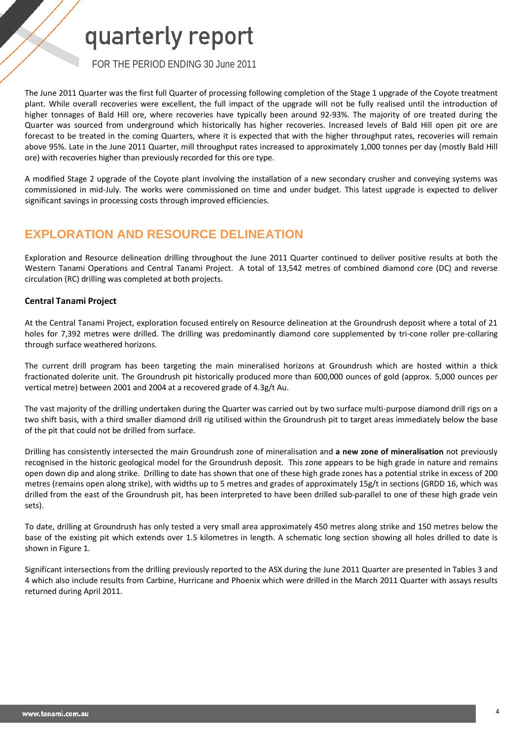The June 2011 Quarter was the first full Quarter of processing following completion of the Stage 1 upgrade of the Coyote treatment plant. While overall recoveries were excellent, the full impact of the upgrade will not be fully realised until the introduction of higher tonnages of Bald Hill ore, where recoveries have typically been around 92-93%. The majority of ore treated during the Quarter was sourced from underground which historically has higher recoveries. Increased levels of Bald Hill open pit ore are forecast to be treated in the coming Quarters, where it is expected that with the higher throughput rates, recoveries will remain above 95%. Late in the June 2011 Quarter, mill throughput rates increased to approximately 1,000 tonnes per day (mostly Bald Hill ore) with recoveries higher than previously recorded for this ore type.

A modified Stage 2 upgrade of the Coyote plant involving the installation of a new secondary crusher and conveying systems was commissioned in mid-July. The works were commissioned on time and under budget. This latest upgrade is expected to deliver significant savings in processing costs through improved efficiencies.

## EXPLORATION AND RESOURCE DELINEATION

Exploration and Resource delineation drilling throughout the June 2011 Quarter continued to deliver positive results at both the Western Tanami Operations and Central Tanami Project. A total of 13,542 metres of combined diamond core (DC) and reverse circulation (RC) drilling was completed at both projects.

### Central Tanami Project

At the Central Tanami Project, exploration focused entirely on Resource delineation at the Groundrush deposit where a total of 21 holes for 7,392 metres were drilled. The drilling was predominantly diamond core supplemented by tri-cone roller pre-collaring through surface weathered horizons.

The current drill program has been targeting the main mineralised horizons at Groundrush which are hosted within a thick fractionated dolerite unit. The Groundrush pit historically produced more than 600,000 ounces of gold (approx. 5,000 ounces per vertical metre) between 2001 and 2004 at a recovered grade of 4.3g/t Au.

The vast majority of the drilling undertaken during the Quarter was carried out by two surface multi-purpose diamond drill rigs on a two shift basis, with a third smaller diamond drill rig utilised within the Groundrush pit to target areas immediately below the base of the pit that could not be drilled from surface.

Drilling has consistently intersected the main Groundrush zone of mineralisation and **a new zone of mineralisation** not previously recognised in the historic geological model for the Groundrush deposit. This zone appears to be high grade in nature and remains open down dip and along strike. Drilling to date has shown that one of these high grade zones has a potential strike in excess of 200 metres (remains open along strike), with widths up to 5 metres and grades of approximately 15g/t in sections (GRDD 16, which was drilled from the east of the Groundrush pit, has been interpreted to have been drilled sub-parallel to one of these high grade vein sets).

To date, drilling at Groundrush has only tested a very small area approximately 450 metres along strike and 150 metres below the base of the existing pit which extends over 1.5 kilometres in length. A schematic long section showing all holes drilled to date is shown in Figure 1.

Significant intersections from the drilling previously reported to the ASX during the June 2011 Quarter are presented in Tables 3 and 4 which also include results from Carbine, Hurricane and Phoenix which were drilled in the March 2011 Quarter with assays results returned during April 2011.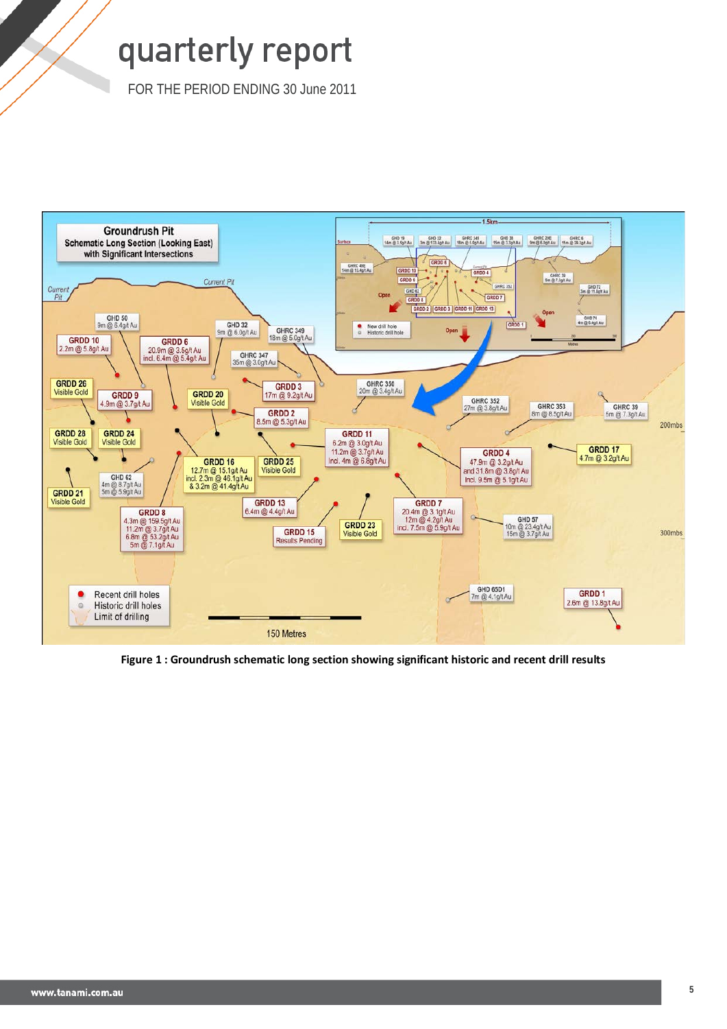Figure 1 : Groundrush schematic long section showing significant historic and recent drill results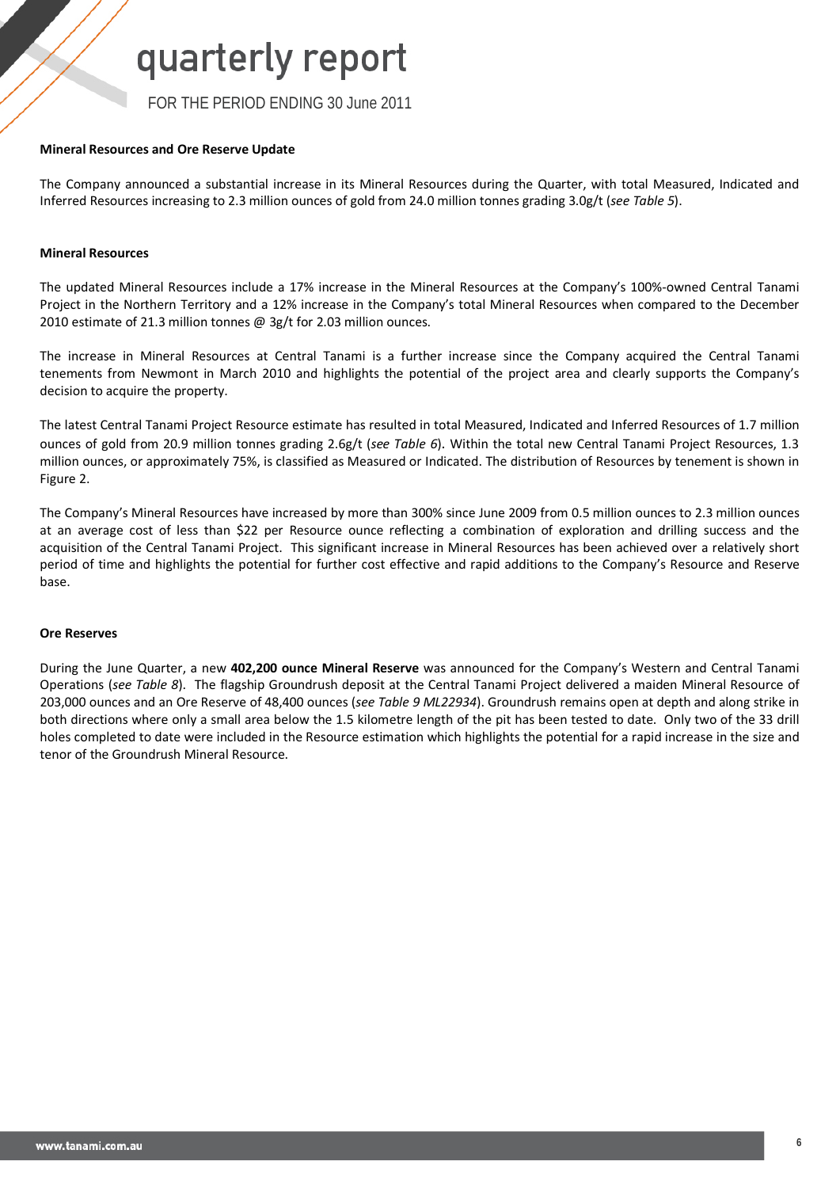### Mineral Resources and Ore Reserve Update

The Company announced a substantial increase in its Mineral Resources during the Quarter, with total Measured, Indicated and Inferred Resources increasing to 2.3 million ounces of gold from 24.0 million tonnes grading 3.0g/t (*see Table 5*).

### Mineral Resources

The updated Mineral Resources include a 17% increase in the Mineral Resources at the Company's 100%-owned Central Tanami Project in the Northern Territory and a 12% increase in the Company's total Mineral Resources when compared to the December 2010 estimate of 21.3 million tonnes @ 3g/t for 2.03 million ounces.

The increase in Mineral Resources at Central Tanami is a further increase since the Company acquired the Central Tanami tenements from Newmont in March 2010 and highlights the potential of the project area and clearly supports the Company's decision to acquire the property.

The latest Central Tanami Project Resource estimate has resulted in total Measured, Indicated and Inferred Resources of 1.7 million ounces of gold from 20.9 million tonnes grading 2.6g/t (*see Table 6*). Within the total new Central Tanami Project Resources, 1.3 million ounces, or approximately 75%, is classified as Measured or Indicated. The distribution of Resources by tenement is shown in Figure 2.

The Company's Mineral Resources have increased by more than 300% since June 2009 from 0.5 million ounces to 2.3 million ounces at an average cost of less than $22 per Resource ounce reflecting a combination of exploration and drilling success and the acquisition of the Central Tanami Project. This significant increase in Mineral Resources has been achieved over a relatively short period of time and highlights the potential for further cost effective and rapid additions to the Company's Resource and Reserve base.

### Ore Reserves

During the June Quarter, a new **402,200 ounce Mineral Reserve** was announced for the Company's Western and Central Tanami Operations (*see Table 8*). The flagship Groundrush deposit at the Central Tanami Project delivered a maiden Mineral Resource of 203,000 ounces and an Ore Reserve of 48,400 ounces (*see Table 9 ML22934*). Groundrush remains open at depth and along strike in both directions where only a small area below the 1.5 kilometre length of the pit has been tested to date. Only two of the 33 drill holes completed to date were included in the Resource estimation which highlights the potential for a rapid increase in the size and tenor of the Groundrush Mineral Resource.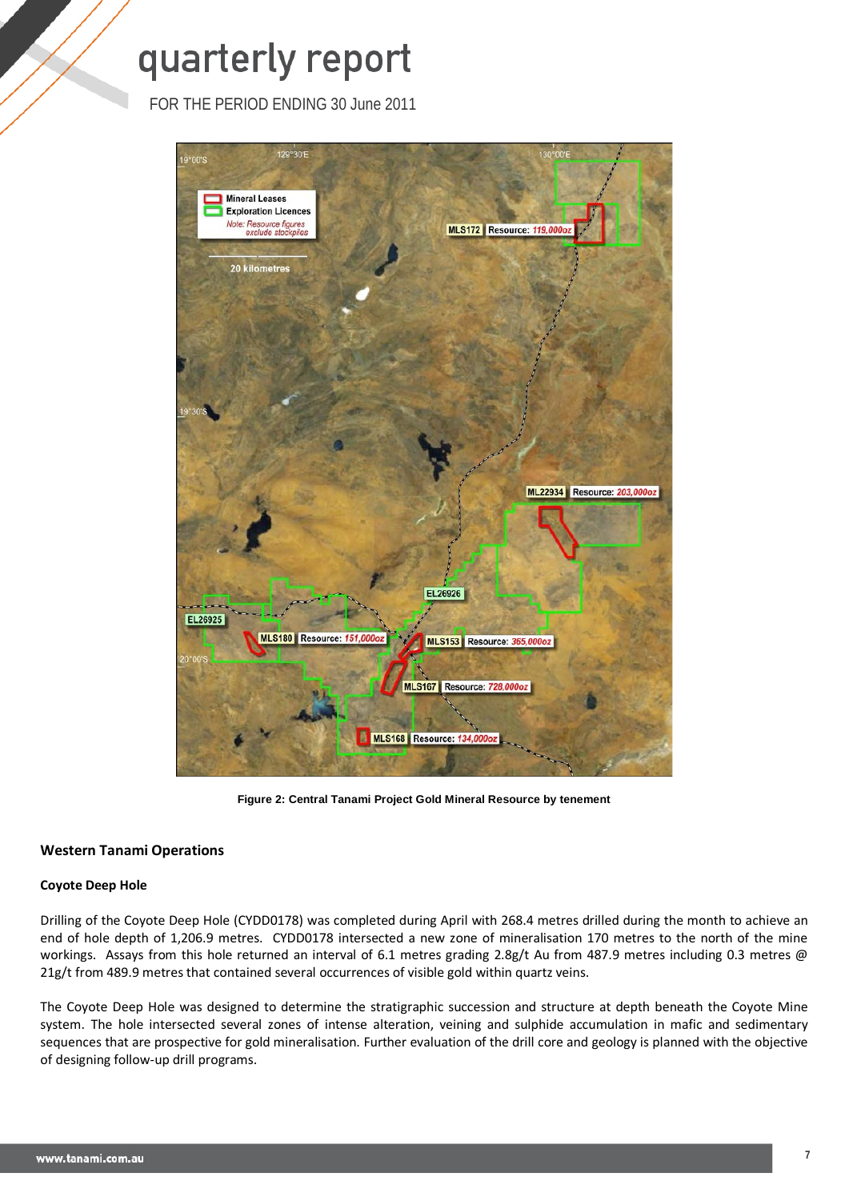Figure 2: Central Tanami Project Gold Mineral Resource by tenement

## Western Tanami Operations

### Coyote Deep Hole

Drilling of the Coyote Deep Hole (CYDD0178) was completed during April with 268.4 metres drilled during the month to achieve an end of hole depth of 1,206.9 metres. CYDD0178 intersected a new zone of mineralisation 170 metres to the north of the mine workings. Assays from this hole returned an interval of 6.1 metres grading 2.8g/t Au from 487.9 metres including 0.3 metres @ 21g/t from 489.9 metres that contained several occurrences of visible gold within quartz veins.

The Coyote Deep Hole was designed to determine the stratigraphic succession and structure at depth beneath the Coyote Mine system. The hole intersected several zones of intense alteration, veining and sulphide accumulation in mafic and sedimentary sequences that are prospective for gold mineralisation. Further evaluation of the drill core and geology is planned with the objective of designing follow-up drill programs.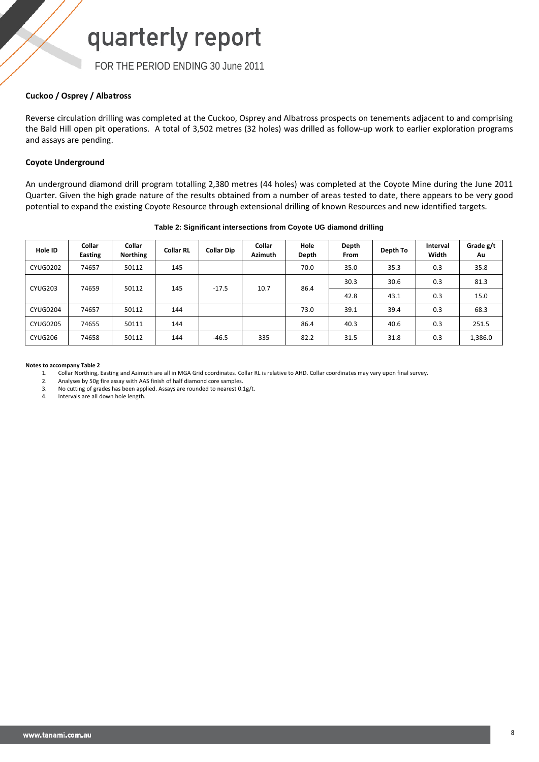### Cuckoo / Osprey / Albatross

Reverse circulation drilling was completed at the Cuckoo, Osprey and Albatross prospects on tenements adjacent to and comprising the Bald Hill open pit operations. A total of 3,502 metres (32 holes) was drilled as follow-up work to earlier exploration programs and assays are pending.

### Coyote Underground

An underground diamond drill program totalling 2,380 metres (44 holes) was completed at the Coyote Mine during the June 2011 Quarter. Given the high grade nature of the results obtained from a number of areas tested to date, there appears to be very good potential to expand the existing Coyote Resource through extensional drilling of known Resources and new identified targets.

**Table 2: Significant intersections from Coyote UG diamond drilling**

| Hole ID | Collar Easting | Collar Northing | Collar RL | Collar Dip | Collar Azimuth | Hole Depth | Depth From | Depth To | Interval Width | Grade g/t Au |
|---|---|---|---|---|---|---|---|---|---|---|
| CYUG0202 | 74657 | 50112 | 145 | | | 70.0 | 35.0 | 35.3 | 0.3 | 35.8 |
| CYUG203 | 74659 | 50112 | 145 | -17.5 | 10.7 | 86.4 | 30.3 | 30.6 | 0.3 | 81.3 |
| | | | | | | | 42.8 | 43.1 | 0.3 | 15.0 |
| CYUG0204 | 74657 | 50112 | 144 | | | 73.0 | 39.1 | 39.4 | 0.3 | 68.3 |
| CYUG0205 | 74655 | 50111 | 144 | | | 86.4 | 40.3 | 40.6 | 0.3 | 251.5 |
| CYUG206 | 74658 | 50112 | 144 | -46.5 | 335 | 82.2 | 31.5 | 31.8 | 0.3 | 1,386.0 |

**Notes to accompany Table 2**

1. Collar Northing, Easting and Azimuth are all in MGA Grid coordinates. Collar RL is relative to AHD. Collar coordinates may vary upon final survey.
2. Analyses by 50g fire assay with AAS finish of half diamond core samples.
3. No cutting of grades has been applied. Assays are rounded to nearest 0.1g/t.
4. Intervals are all down hole length.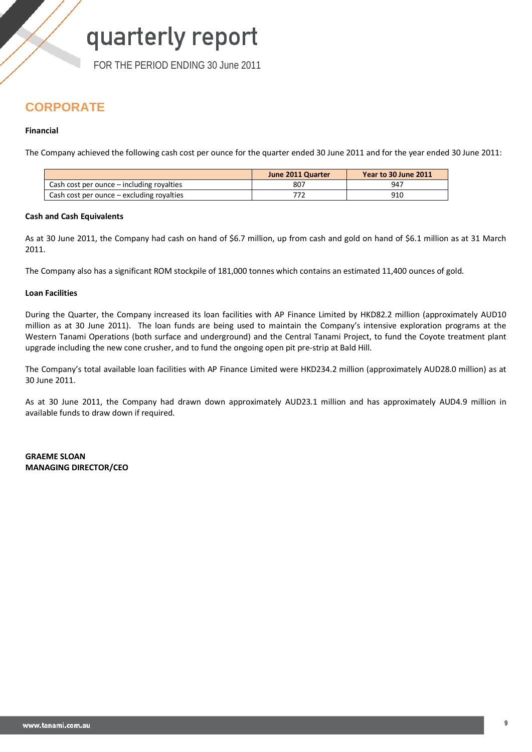# quarterly report

FOR THE PERIOD ENDING 30 June 2011

## CORPORATE

### Financial

The Company achieved the following cash cost per ounce for the quarter ended 30 June 2011 and for the year ended 30 June 2011:

| | June 2011 Quarter | Year to 30 June 2011 |
|---|---|---|
| Cash cost per ounce – including royalties | 807 | 947 |
| Cash cost per ounce – excluding royalties | 772 | 910 |

### Cash and Cash Equivalents

As at 30 June 2011, the Company had cash on hand of $6.7 million, up from cash and gold on hand of $6.1 million as at 31 March 2011.

The Company also has a significant ROM stockpile of 181,000 tonnes which contains an estimated 11,400 ounces of gold.

### Loan Facilities

During the Quarter, the Company increased its loan facilities with AP Finance Limited by HKD82.2 million (approximately AUD10 million as at 30 June 2011). The loan funds are being used to maintain the Company's intensive exploration programs at the Western Tanami Operations (both surface and underground) and the Central Tanami Project, to fund the Coyote treatment plant upgrade including the new cone crusher, and to fund the ongoing open pit pre-strip at Bald Hill.

The Company's total available loan facilities with AP Finance Limited were HKD234.2 million (approximately AUD28.0 million) as at 30 June 2011.

As at 30 June 2011, the Company had drawn down approximately AUD23.1 million and has approximately AUD4.9 million in available funds to draw down if required.

**GRAEME SLOAN**
**MANAGING DIRECTOR/CEO**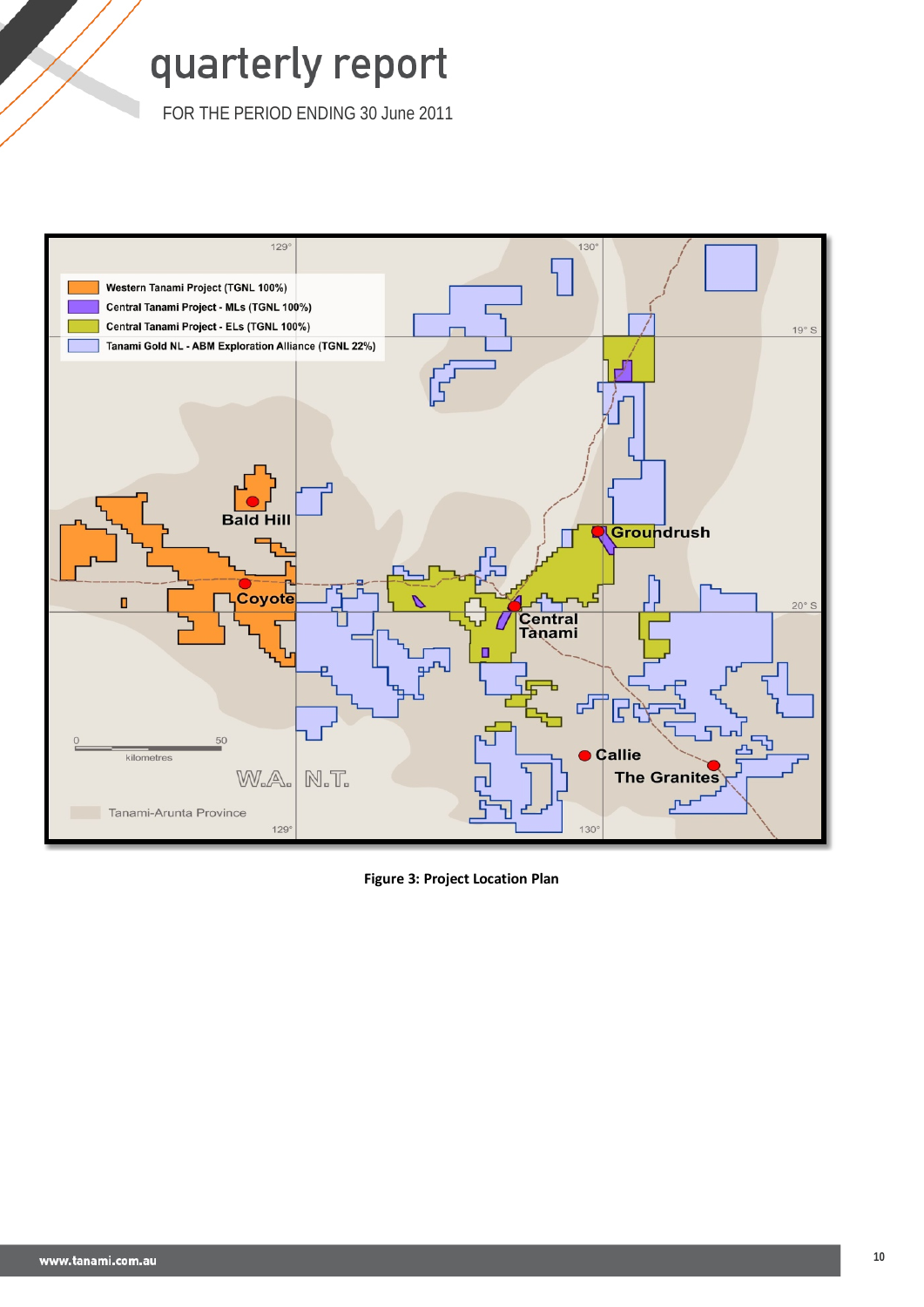Figure 3: Project Location Plan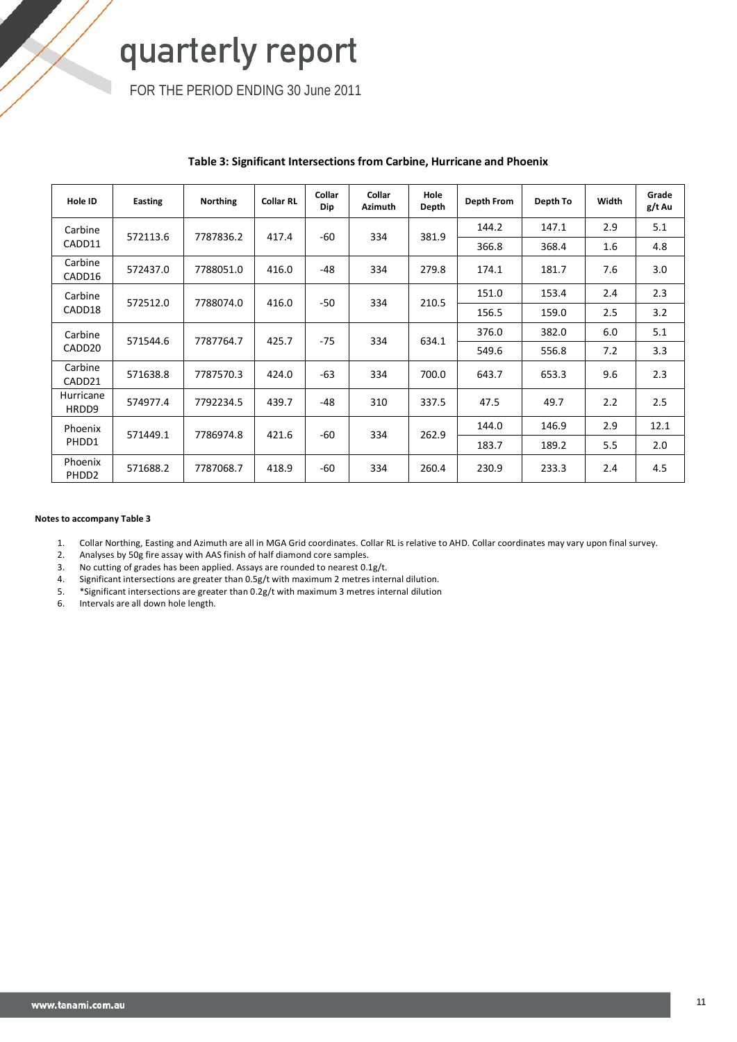**Table 3: Significant Intersections from Carbine, Hurricane and Phoenix**

| Hole ID | Easting | Northing | Collar RL | Collar Dip | Collar Azimuth | Hole Depth | Depth From | Depth To | Width | Grade g/t Au |
|---|---|---|---|---|---|---|---|---|---|---|
| Carbine CADD11 | 572113.6 | 7787836.2 | 417.4 | -60 | 334 | 381.9 | 144.2 | 147.1 | 2.9 | 5.1 |
| | | | | | | | 366.8 | 368.4 | 1.6 | 4.8 |
| Carbine CADD16 | 572437.0 | 7788051.0 | 416.0 | -48 | 334 | 279.8 | 174.1 | 181.7 | 7.6 | 3.0 |
| Carbine CADD18 | 572512.0 | 7788074.0 | 416.0 | -50 | 334 | 210.5 | 151.0 | 153.4 | 2.4 | 2.3 |
| | | | | | | | 156.5 | 159.0 | 2.5 | 3.2 |
| Carbine CADD20 | 571544.6 | 7787764.7 | 425.7 | -75 | 334 | 634.1 | 376.0 | 382.0 | 6.0 | 5.1 |
| | | | | | | | 549.6 | 556.8 | 7.2 | 3.3 |
| Carbine CADD21 | 571638.8 | 7787570.3 | 424.0 | -63 | 334 | 700.0 | 643.7 | 653.3 | 9.6 | 2.3 |
| Hurricane HRDD9 | 574977.4 | 7792234.5 | 439.7 | -48 | 310 | 337.5 | 47.5 | 49.7 | 2.2 | 2.5 |
| Phoenix PHDD1 | 571449.1 | 7786974.8 | 421.6 | -60 | 334 | 262.9 | 144.0 | 146.9 | 2.9 | 12.1 |
| | | | | | | | 183.7 | 189.2 | 5.5 | 2.0 |
| Phoenix PHDD2 | 571688.2 | 7787068.7 | 418.9 | -60 | 334 | 260.4 | 230.9 | 233.3 | 2.4 | 4.5 |

**Notes to accompany Table 3**

1. Collar Northing, Easting and Azimuth are all in MGA Grid coordinates. Collar RL is relative to AHD. Collar coordinates may vary upon final survey.
2. Analyses by 50g fire assay with AAS finish of half diamond core samples.
3. No cutting of grades has been applied. Assays are rounded to nearest 0.1g/t.
4. Significant intersections are greater than 0.5g/t with maximum 2 metres internal dilution.
5. *Significant intersections are greater than 0.2g/t with maximum 3 metres internal dilution
6. Intervals are all down hole length.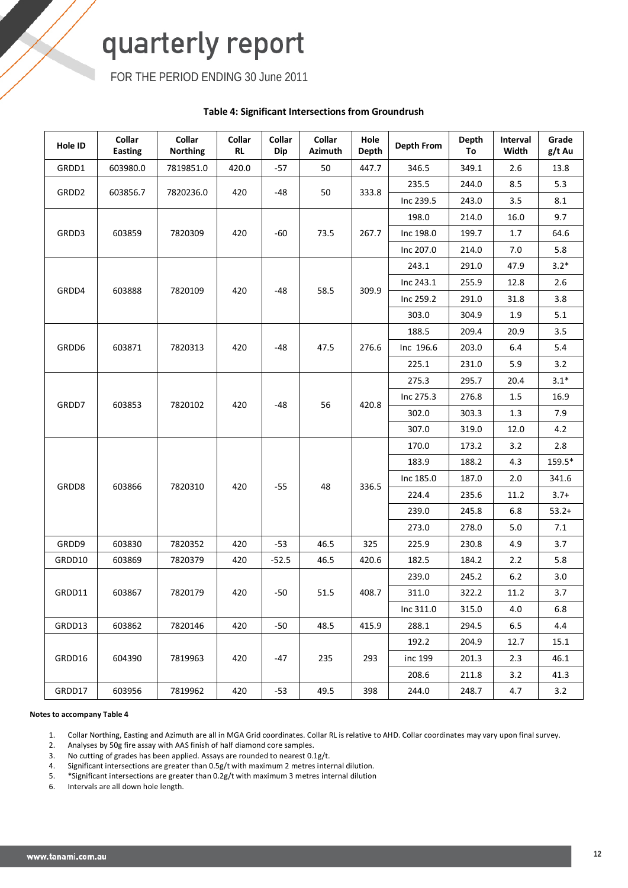**Table 4: Significant Intersections from Groundrush**

| Hole ID | Collar Easting | Collar Northing | Collar RL | Collar Dip | Collar Azimuth | Hole Depth | Depth From | Depth To | Interval Width | Grade g/t Au |
|---|---|---|---|---|---|---|---|---|---|---|
| GRDD1 | 603980.0 | 7819851.0 | 420.0 | -57 | 50 | 447.7 | 346.5 | 349.1 | 2.6 | 13.8 |
| GRDD2 | 603856.7 | 7820236.0 | 420 | -48 | 50 | 333.8 | 235.5 | 244.0 | 8.5 | 5.3 |
| | | | | | | | Inc 239.5 | 243.0 | 3.5 | 8.1 |
| GRDD3 | 603859 | 7820309 | 420 | -60 | 73.5 | 267.7 | 198.0 | 214.0 | 16.0 | 9.7 |
| | | | | | | | Inc 198.0 | 199.7 | 1.7 | 64.6 |
| | | | | | | | Inc 207.0 | 214.0 | 7.0 | 5.8 |
| GRDD4 | 603888 | 7820109 | 420 | -48 | 58.5 | 309.9 | 243.1 | 291.0 | 47.9 | 3.2* |
| | | | | | | | Inc 243.1 | 255.9 | 12.8 | 2.6 |
| | | | | | | | Inc 259.2 | 291.0 | 31.8 | 3.8 |
| | | | | | | | 303.0 | 304.9 | 1.9 | 5.1 |
| GRDD6 | 603871 | 7820313 | 420 | -48 | 47.5 | 276.6 | 188.5 | 209.4 | 20.9 | 3.5 |
| | | | | | | | Inc 196.6 | 203.0 | 6.4 | 5.4 |
| | | | | | | | 225.1 | 231.0 | 5.9 | 3.2 |
| GRDD7 | 603853 | 7820102 | 420 | -48 | 56 | 420.8 | 275.3 | 295.7 | 20.4 | 3.1* |
| | | | | | | | Inc 275.3 | 276.8 | 1.5 | 16.9 |
| | | | | | | | 302.0 | 303.3 | 1.3 | 7.9 |
| | | | | | | | 307.0 | 319.0 | 12.0 | 4.2 |
| GRDD8 | 603866 | 7820310 | 420 | -55 | 48 | 336.5 | 170.0 | 173.2 | 3.2 | 2.8 |
| | | | | | | | 183.9 | 188.2 | 4.3 | 159.5* |
| | | | | | | | Inc 185.0 | 187.0 | 2.0 | 341.6 |
| | | | | | | | 224.4 | 235.6 | 11.2 | 3.7+ |
| | | | | | | | 239.0 | 245.8 | 6.8 | 53.2+ |
| | | | | | | | 273.0 | 278.0 | 5.0 | 7.1 |
| GRDD9 | 603830 | 7820352 | 420 | -53 | 46.5 | 325 | 225.9 | 230.8 | 4.9 | 3.7 |
| GRDD10 | 603869 | 7820379 | 420 | -52.5 | 46.5 | 420.6 | 182.5 | 184.2 | 2.2 | 5.8 |
| GRDD11 | 603867 | 7820179 | 420 | -50 | 51.5 | 408.7 | 239.0 | 245.2 | 6.2 | 3.0 |
| | | | | | | | 311.0 | 322.2 | 11.2 | 3.7 |
| | | | | | | | Inc 311.0 | 315.0 | 4.0 | 6.8 |
| GRDD13 | 603862 | 7820146 | 420 | -50 | 48.5 | 415.9 | 288.1 | 294.5 | 6.5 | 4.4 |
| GRDD16 | 604390 | 7819963 | 420 | -47 | 235 | 293 | 192.2 | 204.9 | 12.7 | 15.1 |
| | | | | | | | inc 199 | 201.3 | 2.3 | 46.1 |
| | | | | | | | 208.6 | 211.8 | 3.2 | 41.3 |
| GRDD17 | 603956 | 7819962 | 420 | -53 | 49.5 | 398 | 244.0 | 248.7 | 4.7 | 3.2 |

**Notes to accompany Table 4**

1. Collar Northing, Easting and Azimuth are all in MGA Grid coordinates. Collar RL is relative to AHD. Collar coordinates may vary upon final survey.
2. Analyses by 50g fire assay with AAS finish of half diamond core samples.
3. No cutting of grades has been applied. Assays are rounded to nearest 0.1g/t.
4. Significant intersections are greater than 0.5g/t with maximum 2 metres internal dilution.
5. *Significant intersections are greater than 0.2g/t with maximum 3 metres internal dilution
6. Intervals are all down hole length.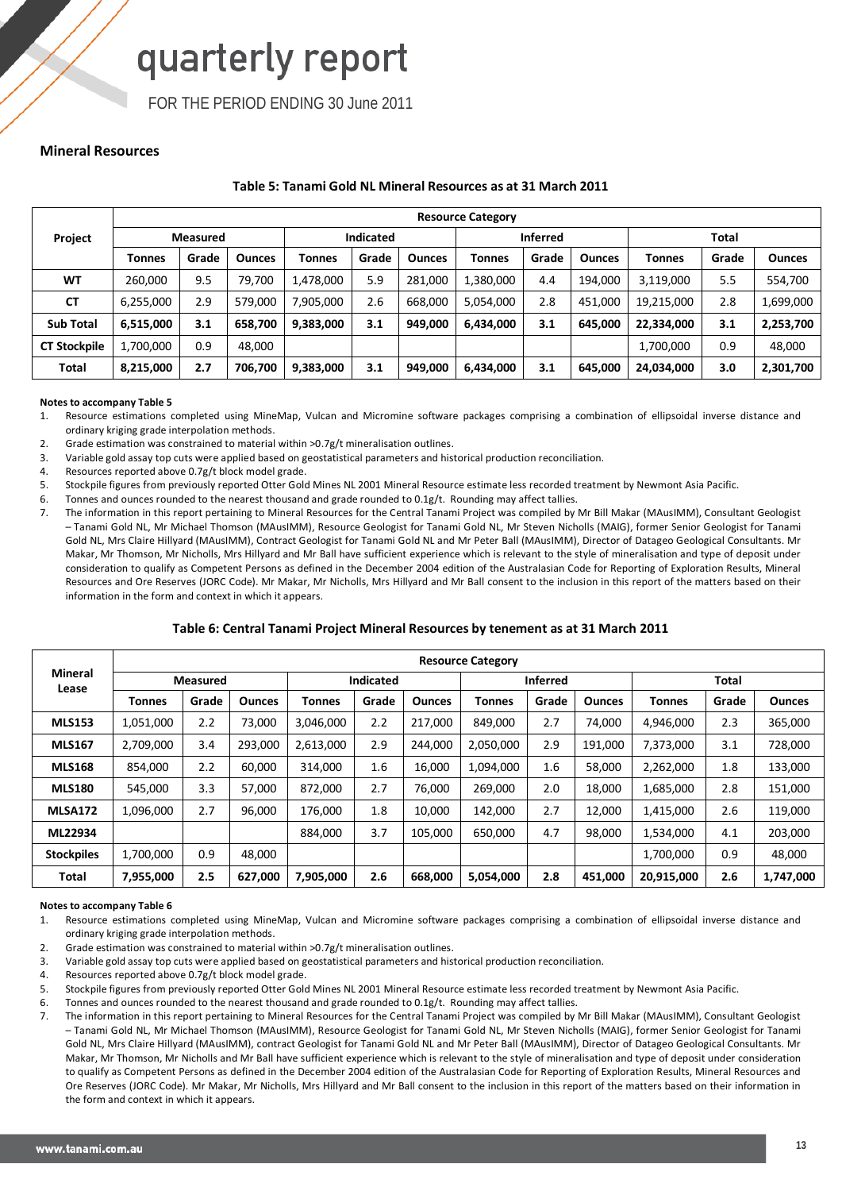## Mineral Resources

**Table 5: Tanami Gold NL Mineral Resources as at 31 March 2011**

| Project | Resource Category | | | | | | | | | | | |
|---|---|---|---|---|---|---|---|---|---|---|---|---|
| | Measured | | | Indicated | | | Inferred | | | Total | | |
| | Tonnes | Grade | Ounces | Tonnes | Grade | Ounces | Tonnes | Grade | Ounces | Tonnes | Grade | Ounces |
| **WT** | 260,000 | 9.5 | 79,700 | 1,478,000 | 5.9 | 281,000 | 1,380,000 | 4.4 | 194,000 | 3,119,000 | 5.5 | 554,700 |
| **CT** | 6,255,000 | 2.9 | 579,000 | 7,905,000 | 2.6 | 668,000 | 5,054,000 | 2.8 | 451,000 | 19,215,000 | 2.8 | 1,699,000 |
| **Sub Total** | **6,515,000** | **3.1** | **658,700** | **9,383,000** | **3.1** | **949,000** | **6,434,000** | **3.1** | **645,000** | **22,334,000** | **3.1** | **2,253,700** |
| **CT Stockpile** | 1,700,000 | 0.9 | 48,000 | | | | | | | 1,700,000 | 0.9 | 48,000 |
| **Total** | **8,215,000** | **2.7** | **706,700** | **9,383,000** | **3.1** | **949,000** | **6,434,000** | **3.1** | **645,000** | **24,034,000** | **3.0** | **2,301,700** |

**Notes to accompany Table 5**

1. Resource estimations completed using MineMap, Vulcan and Micromine software packages comprising a combination of ellipsoidal inverse distance and ordinary kriging grade interpolation methods.
2. Grade estimation was constrained to material within >0.7g/t mineralisation outlines.
3. Variable gold assay top cuts were applied based on geostatistical parameters and historical production reconciliation.
4. Resources reported above 0.7g/t block model grade.
5. Stockpile figures from previously reported Otter Gold Mines NL 2001 Mineral Resource estimate less recorded treatment by Newmont Asia Pacific.
6. Tonnes and ounces rounded to the nearest thousand and grade rounded to 0.1g/t. Rounding may affect tallies.
7. The information in this report pertaining to Mineral Resources for the Central Tanami Project was compiled by Mr Bill Makar (MAusIMM), Consultant Geologist – Tanami Gold NL, Mr Michael Thomson (MAusIMM), Resource Geologist for Tanami Gold NL, Mr Steven Nicholls (MAIG), former Senior Geologist for Tanami Gold NL, Mrs Claire Hillyard (MAusIMM), Contract Geologist for Tanami Gold NL and Mr Peter Ball (MAusIMM), Director of Datageo Geological Consultants. Mr Makar, Mr Thomson, Mr Nicholls, Mrs Hillyard and Mr Ball have sufficient experience which is relevant to the style of mineralisation and type of deposit under consideration to qualify as Competent Persons as defined in the December 2004 edition of the Australasian Code for Reporting of Exploration Results, Mineral Resources and Ore Reserves (JORC Code). Mr Makar, Mr Nicholls, Mrs Hillyard and Mr Ball consent to the inclusion in this report of the matters based on their information in the form and context in which it appears.

**Table 6: Central Tanami Project Mineral Resources by tenement as at 31 March 2011**

| Mineral Lease | Resource Category | | | | | | | | | | | |
|---|---|---|---|---|---|---|---|---|---|---|---|---|
| | Measured | | | Indicated | | | Inferred | | | Total | | |
| | Tonnes | Grade | Ounces | Tonnes | Grade | Ounces | Tonnes | Grade | Ounces | Tonnes | Grade | Ounces |
| **MLS153** | 1,051,000 | 2.2 | 73,000 | 3,046,000 | 2.2 | 217,000 | 849,000 | 2.7 | 74,000 | 4,946,000 | 2.3 | 365,000 |
| **MLS167** | 2,709,000 | 3.4 | 293,000 | 2,613,000 | 2.9 | 244,000 | 2,050,000 | 2.9 | 191,000 | 7,373,000 | 3.1 | 728,000 |
| **MLS168** | 854,000 | 2.2 | 60,000 | 314,000 | 1.6 | 16,000 | 1,094,000 | 1.6 | 58,000 | 2,262,000 | 1.8 | 133,000 |
| **MLS180** | 545,000 | 3.3 | 57,000 | 872,000 | 2.7 | 76,000 | 269,000 | 2.0 | 18,000 | 1,685,000 | 2.8 | 151,000 |
| **MLSA172** | 1,096,000 | 2.7 | 96,000 | 176,000 | 1.8 | 10,000 | 142,000 | 2.7 | 12,000 | 1,415,000 | 2.6 | 119,000 |
| **ML22934** | | | | 884,000 | 3.7 | 105,000 | 650,000 | 4.7 | 98,000 | 1,534,000 | 4.1 | 203,000 |
| **Stockpiles** | 1,700,000 | 0.9 | 48,000 | | | | | | | 1,700,000 | 0.9 | 48,000 |
| **Total** | **7,955,000** | **2.5** | **627,000** | **7,905,000** | **2.6** | **668,000** | **5,054,000** | **2.8** | **451,000** | **20,915,000** | **2.6** | **1,747,000** |

**Notes to accompany Table 6**

1. Resource estimations completed using MineMap, Vulcan and Micromine software packages comprising a combination of ellipsoidal inverse distance and ordinary kriging grade interpolation methods.
2. Grade estimation was constrained to material within >0.7g/t mineralisation outlines.
3. Variable gold assay top cuts were applied based on geostatistical parameters and historical production reconciliation.
4. Resources reported above 0.7g/t block model grade.
5. Stockpile figures from previously reported Otter Gold Mines NL 2001 Mineral Resource estimate less recorded treatment by Newmont Asia Pacific.
6. Tonnes and ounces rounded to the nearest thousand and grade rounded to 0.1g/t. Rounding may affect tallies.
7. The information in this report pertaining to Mineral Resources for the Central Tanami Project was compiled by Mr Bill Makar (MAusIMM), Consultant Geologist – Tanami Gold NL, Mr Michael Thomson (MAusIMM), Resource Geologist for Tanami Gold NL, Mr Steven Nicholls (MAIG), former Senior Geologist for Tanami Gold NL, Mrs Claire Hillyard (MAusIMM), contract Geologist for Tanami Gold NL and Mr Peter Ball (MAusIMM), Director of Datageo Geological Consultants. Mr Makar, Mr Thomson, Mr Nicholls and Mr Ball have sufficient experience which is relevant to the style of mineralisation and type of deposit under consideration to qualify as Competent Persons as defined in the December 2004 edition of the Australasian Code for Reporting of Exploration Results, Mineral Resources and Ore Reserves (JORC Code). Mr Makar, Mr Nicholls, Mrs Hillyard and Mr Ball consent to the inclusion in this report of the matters based on their information in the form and context in which it appears.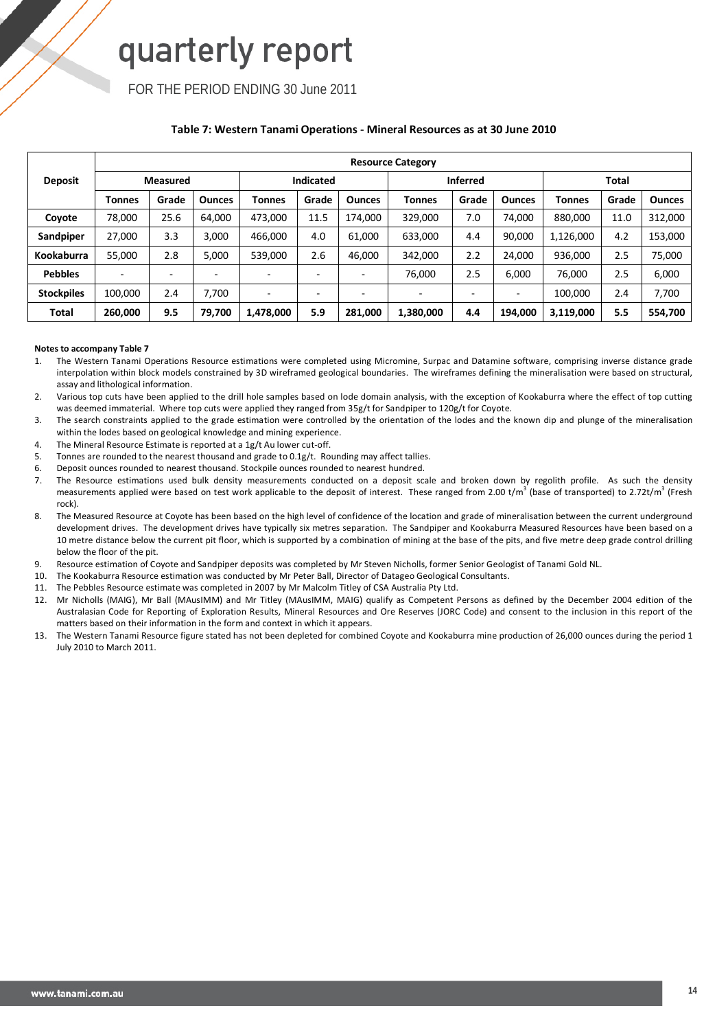# quarterly report

FOR THE PERIOD ENDING 30 June 2011

### Table 7: Western Tanami Operations - Mineral Resources as at 30 June 2010

| Deposit | Resource Category | | | | | | | | | | | |
|---|---|---|---|---|---|---|---|---|---|---|---|---|
| | Measured | | | Indicated | | | Inferred | | | Total | | |
| | Tonnes | Grade | Ounces | Tonnes | Grade | Ounces | Tonnes | Grade | Ounces | Tonnes | Grade | Ounces |
| **Coyote** | 78,000 | 25.6 | 64,000 | 473,000 | 11.5 | 174,000 | 329,000 | 7.0 | 74,000 | 880,000 | 11.0 | 312,000 |
| **Sandpiper** | 27,000 | 3.3 | 3,000 | 466,000 | 4.0 | 61,000 | 633,000 | 4.4 | 90,000 | 1,126,000 | 4.2 | 153,000 |
| **Kookaburra** | 55,000 | 2.8 | 5,000 | 539,000 | 2.6 | 46,000 | 342,000 | 2.2 | 24,000 | 936,000 | 2.5 | 75,000 |
| **Pebbles** | - | - | - | - | - | - | 76,000 | 2.5 | 6,000 | 76,000 | 2.5 | 6,000 |
| **Stockpiles** | 100,000 | 2.4 | 7,700 | - | - | - | - | - | - | 100,000 | 2.4 | 7,700 |
| **Total** | **260,000** | **9.5** | **79,700** | **1,478,000** | **5.9** | **281,000** | **1,380,000** | **4.4** | **194,000** | **3,119,000** | **5.5** | **554,700** |

**Notes to accompany Table 7**

1. The Western Tanami Operations Resource estimations were completed using Micromine, Surpac and Datamine software, comprising inverse distance grade interpolation within block models constrained by 3D wireframed geological boundaries. The wireframes defining the mineralisation were based on structural, assay and lithological information.
2. Various top cuts have been applied to the drill hole samples based on lode domain analysis, with the exception of Kookaburra where the effect of top cutting was deemed immaterial. Where top cuts were applied they ranged from 35g/t for Sandpiper to 120g/t for Coyote.
3. The search constraints applied to the grade estimation were controlled by the orientation of the lodes and the known dip and plunge of the mineralisation within the lodes based on geological knowledge and mining experience.
4. The Mineral Resource Estimate is reported at a 1g/t Au lower cut-off.
5. Tonnes are rounded to the nearest thousand and grade to 0.1g/t. Rounding may affect tallies.
6. Deposit ounces rounded to nearest thousand. Stockpile ounces rounded to nearest hundred.
7. The Resource estimations used bulk density measurements conducted on a deposit scale and broken down by regolith profile. As such the density measurements applied were based on test work applicable to the deposit of interest. These ranged from 2.00 $t/m^3$ (base of transported) to 2.72$t/m^3$ (Fresh rock).
8. The Measured Resource at Coyote has been based on the high level of confidence of the location and grade of mineralisation between the current underground development drives. The development drives have typically six metres separation. The Sandpiper and Kookaburra Measured Resources have been based on a 10 metre distance below the current pit floor, which is supported by a combination of mining at the base of the pits, and five metre deep grade control drilling below the floor of the pit.
9. Resource estimation of Coyote and Sandpiper deposits was completed by Mr Steven Nicholls, former Senior Geologist of Tanami Gold NL.
10. The Kookaburra Resource estimation was conducted by Mr Peter Ball, Director of Datageo Geological Consultants.
11. The Pebbles Resource estimate was completed in 2007 by Mr Malcolm Titley of CSA Australia Pty Ltd.
12. Mr Nicholls (MAIG), Mr Ball (MAusIMM) and Mr Titley (MAusIMM, MAIG) qualify as Competent Persons as defined by the December 2004 edition of the Australasian Code for Reporting of Exploration Results, Mineral Resources and Ore Reserves (JORC Code) and consent to the inclusion in this report of the matters based on their information in the form and context in which it appears.
13. The Western Tanami Resource figure stated has not been depleted for combined Coyote and Kookaburra mine production of 26,000 ounces during the period 1 July 2010 to March 2011.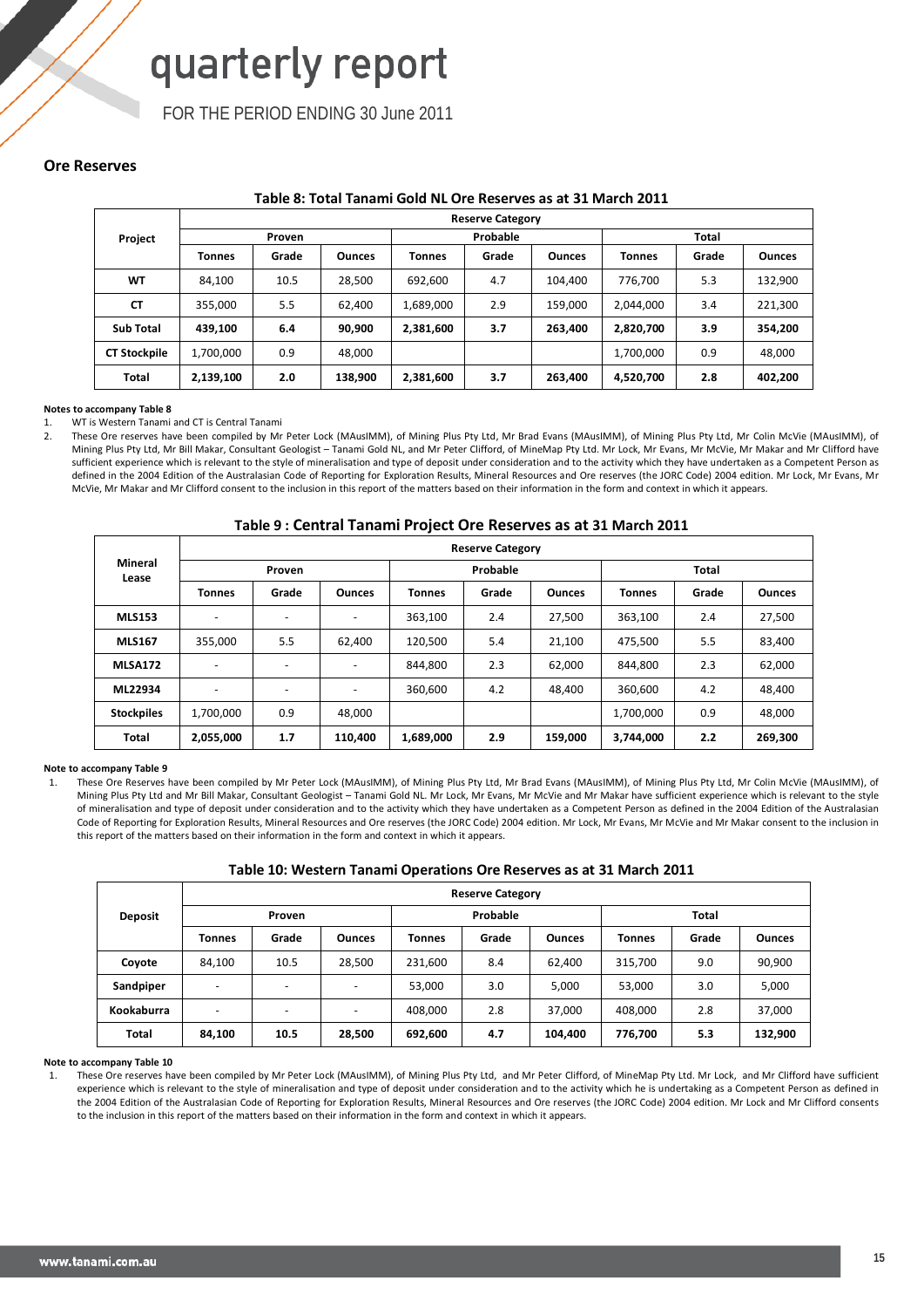## Ore Reserves

**Table 8: Total Tanami Gold NL Ore Reserves as at 31 March 2011**

| Project | Reserve Category | | | | | | | | |
|---|---|---|---|---|---|---|---|---|---|
| | Proven | | | Probable | | | Total | | |
| | Tonnes | Grade | Ounces | Tonnes | Grade | Ounces | Tonnes | Grade | Ounces |
| **WT** | 84,100 | 10.5 | 28,500 | 692,600 | 4.7 | 104,400 | 776,700 | 5.3 | 132,900 |
| **CT** | 355,000 | 5.5 | 62,400 | 1,689,000 | 2.9 | 159,000 | 2,044,000 | 3.4 | 221,300 |
| **Sub Total** | **439,100** | **6.4** | **90,900** | **2,381,600** | **3.7** | **263,400** | **2,820,700** | **3.9** | **354,200** |
| **CT Stockpile** | 1,700,000 | 0.9 | 48,000 | | | | 1,700,000 | 0.9 | 48,000 |
| **Total** | **2,139,100** | **2.0** | **138,900** | **2,381,600** | **3.7** | **263,400** | **4,520,700** | **2.8** | **402,200** |

**Notes to accompany Table 8**

1. WT is Western Tanami and CT is Central Tanami
2. These Ore reserves have been compiled by Mr Peter Lock (MAusIMM), of Mining Plus Pty Ltd, Mr Brad Evans (MAusIMM), of Mining Plus Pty Ltd, Mr Colin McVie (MAusIMM), of Mining Plus Pty Ltd, Mr Bill Makar, Consultant Geologist – Tanami Gold NL, and Mr Peter Clifford, of MineMap Pty Ltd. Mr Lock, Mr Evans, Mr McVie, Mr Makar and Mr Clifford have sufficient experience which is relevant to the style of mineralisation and type of deposit under consideration and to the activity which they have undertaken as a Competent Person as defined in the 2004 Edition of the Australasian Code of Reporting for Exploration Results, Mineral Resources and Ore reserves (the JORC Code) 2004 edition. Mr Lock, Mr Evans, Mr McVie, Mr Makar and Mr Clifford consent to the inclusion in this report of the matters based on their information in the form and context in which it appears.

**Table 9 : Central Tanami Project Ore Reserves as at 31 March 2011**

| Mineral Lease | Reserve Category | | | | | | | | |
|---|---|---|---|---|---|---|---|---|---|
| | Proven | | | Probable | | | Total | | |
| | Tonnes | Grade | Ounces | Tonnes | Grade | Ounces | Tonnes | Grade | Ounces |
| **MLS153** | - | - | - | 363,100 | 2.4 | 27,500 | 363,100 | 2.4 | 27,500 |
| **MLS167** | 355,000 | 5.5 | 62,400 | 120,500 | 5.4 | 21,100 | 475,500 | 5.5 | 83,400 |
| **MLSA172** | - | - | - | 844,800 | 2.3 | 62,000 | 844,800 | 2.3 | 62,000 |
| **ML22934** | - | - | - | 360,600 | 4.2 | 48,400 | 360,600 | 4.2 | 48,400 |
| **Stockpiles** | 1,700,000 | 0.9 | 48,000 | | | | 1,700,000 | 0.9 | 48,000 |
| **Total** | **2,055,000** | **1.7** | **110,400** | **1,689,000** | **2.9** | **159,000** | **3,744,000** | **2.2** | **269,300** |

**Note to accompany Table 9**

1. These Ore Reserves have been compiled by Mr Peter Lock (MAusIMM), of Mining Plus Pty Ltd, Mr Brad Evans (MAusIMM), of Mining Plus Pty Ltd, Mr Colin McVie (MAusIMM), of Mining Plus Pty Ltd and Mr Bill Makar, Consultant Geologist – Tanami Gold NL. Mr Lock, Mr Evans, Mr McVie and Mr Makar have sufficient experience which is relevant to the style of mineralisation and type of deposit under consideration and to the activity which they have undertaken as a Competent Person as defined in the 2004 Edition of the Australasian Code of Reporting for Exploration Results, Mineral Resources and Ore reserves (the JORC Code) 2004 edition. Mr Lock, Mr Evans, Mr McVie and Mr Makar consent to the inclusion in this report of the matters based on their information in the form and context in which it appears.

**Table 10: Western Tanami Operations Ore Reserves as at 31 March 2011**

| Deposit | Reserve Category | | | | | | | | |
|---|---|---|---|---|---|---|---|---|---|
| | Proven | | | Probable | | | Total | | |
| | Tonnes | Grade | Ounces | Tonnes | Grade | Ounces | Tonnes | Grade | Ounces |
| **Coyote** | 84,100 | 10.5 | 28,500 | 231,600 | 8.4 | 62,400 | 315,700 | 9.0 | 90,900 |
| **Sandpiper** | - | - | - | 53,000 | 3.0 | 5,000 | 53,000 | 3.0 | 5,000 |
| **Kookaburra** | - | - | - | 408,000 | 2.8 | 37,000 | 408,000 | 2.8 | 37,000 |
| **Total** | **84,100** | **10.5** | **28,500** | **692,600** | **4.7** | **104,400** | **776,700** | **5.3** | **132,900** |

**Note to accompany Table 10**

1. These Ore reserves have been compiled by Mr Peter Lock (MAusIMM), of Mining Plus Pty Ltd, and Mr Peter Clifford, of MineMap Pty Ltd. Mr Lock, and Mr Clifford have sufficient experience which is relevant to the style of mineralisation and type of deposit under consideration and to the activity which he is undertaking as a Competent Person as defined in the 2004 Edition of the Australasian Code of Reporting for Exploration Results, Mineral Resources and Ore reserves (the JORC Code) 2004 edition. Mr Lock and Mr Clifford consents to the inclusion in this report of the matters based on their information in the form and context in which it appears.